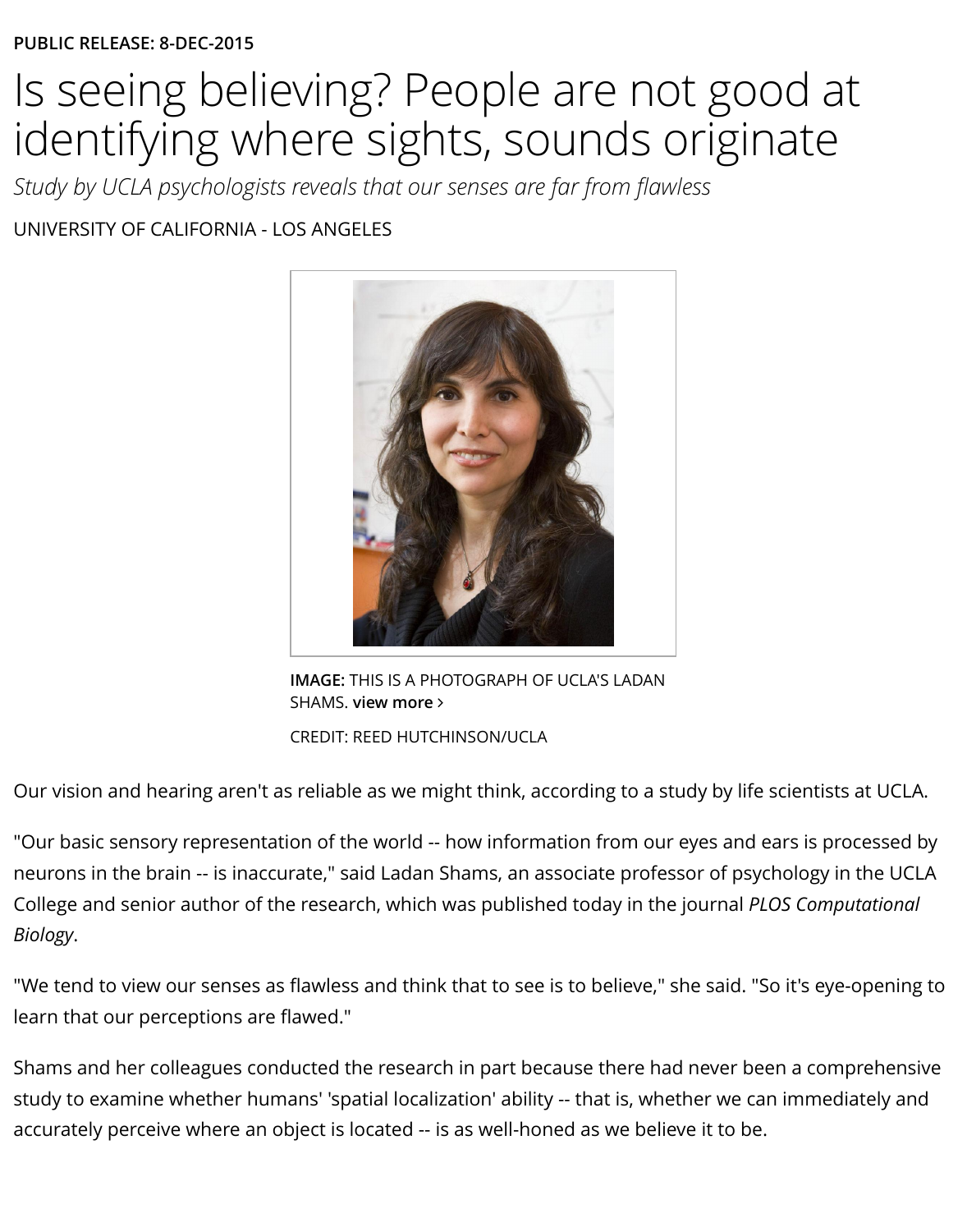PUBLIC RELEASE: 8-DEC-2015

# Is seeing believing? People are not good at identifying where sights, sounds originate

*Study by UCLA psychologists reveals that our senses are far from flawless*

UNIVERSITY OF CALIFORNIA - LOS ANGELES

**IMAGE:** THIS IS A PHOTOGRAPH OF UCLA'S LADAN SHAMS. **view more ›**

CREDIT: REED HUTCHINSON/UCLA

Our vision and hearing aren't as reliable as we might think, according to a study by life scientists at UCLA.

"Our basic sensory representation of the world -- how information from our eyes and ears is processed by neurons in the brain -- is inaccurate," said Ladan Shams, an associate professor of psychology in the UCLA College and senior author of the research, which was published today in the journal *PLOS Computational Biology*.

"We tend to view our senses as flawless and think that to see is to believe," she said. "So it's eye-opening to learn that our perceptions are flawed."

Shams and her colleagues conducted the research in part because there had never been a comprehensive study to examine whether humans' 'spatial localization' ability -- that is, whether we can immediately and accurately perceive where an object is located -- is as well-honed as we believe it to be.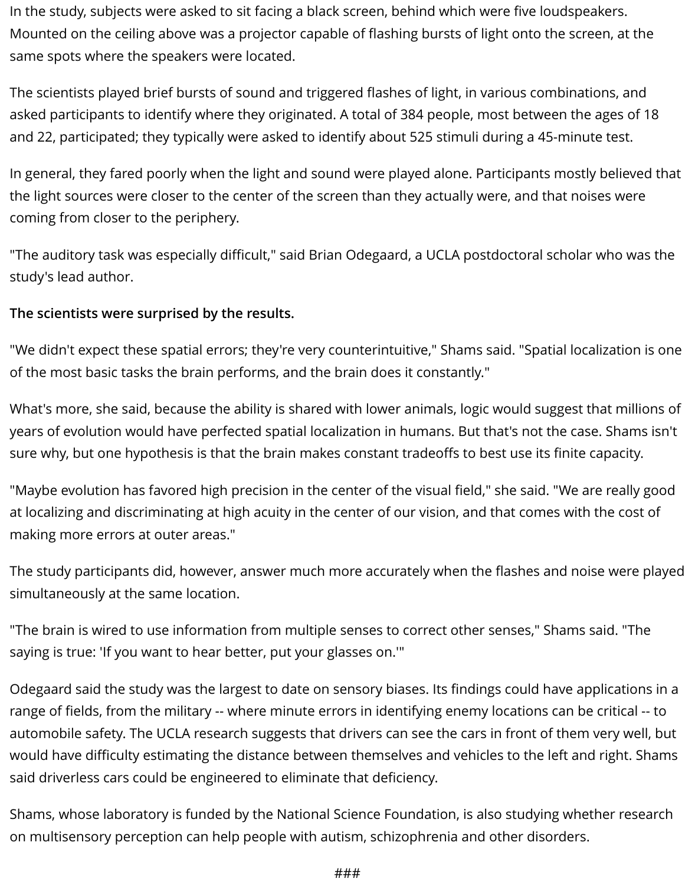In the study, subjects were asked to sit facing a black screen, behind which were five loudspeakers. Mounted on the ceiling above was a projector capable of flashing bursts of light onto the screen, at the same spots where the speakers were located.

The scientists played brief bursts of sound and triggered flashes of light, in various combinations, and asked participants to identify where they originated. A total of 384 people, most between the ages of 18 and 22, participated; they typically were asked to identify about 525 stimuli during a 45-minute test.

In general, they fared poorly when the light and sound were played alone. Participants mostly believed that the light sources were closer to the center of the screen than they actually were, and that noises were coming from closer to the periphery.

"The auditory task was especially difficult," said Brian Odegaard, a UCLA postdoctoral scholar who was the study's lead author.

**The scientists were surprised by the results.**

"We didn't expect these spatial errors; they're very counterintuitive," Shams said. "Spatial localization is one of the most basic tasks the brain performs, and the brain does it constantly."

What's more, she said, because the ability is shared with lower animals, logic would suggest that millions of years of evolution would have perfected spatial localization in humans. But that's not the case. Shams isn't sure why, but one hypothesis is that the brain makes constant tradeoffs to best use its finite capacity.

"Maybe evolution has favored high precision in the center of the visual field," she said. "We are really good at localizing and discriminating at high acuity in the center of our vision, and that comes with the cost of making more errors at outer areas."

The study participants did, however, answer much more accurately when the flashes and noise were played simultaneously at the same location.

"The brain is wired to use information from multiple senses to correct other senses," Shams said. "The saying is true: 'If you want to hear better, put your glasses on.'"

Odegaard said the study was the largest to date on sensory biases. Its findings could have applications in a range of fields, from the military -- where minute errors in identifying enemy locations can be critical -- to automobile safety. The UCLA research suggests that drivers can see the cars in front of them very well, but would have difficulty estimating the distance between themselves and vehicles to the left and right. Shams said driverless cars could be engineered to eliminate that deficiency.

Shams, whose laboratory is funded by the National Science Foundation, is also studying whether research on multisensory perception can help people with autism, schizophrenia and other disorders.

###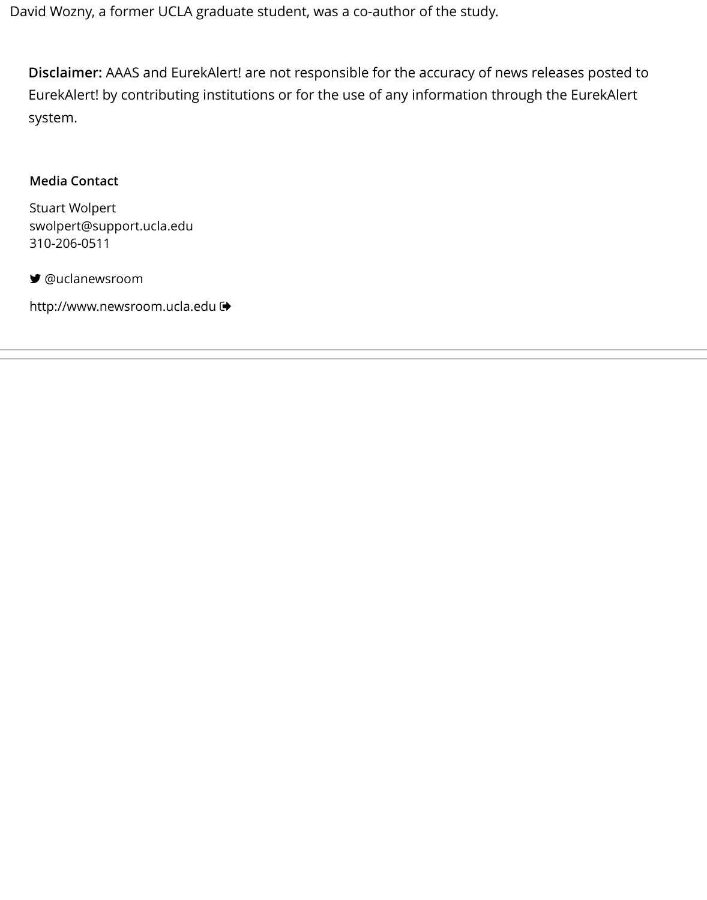David Wozny, a former UCLA graduate student, was a co-author of the study.

**Disclaimer:** AAAS and EurekAlert! are not responsible for the accuracy of news releases posted to EurekAlert! by contributing institutions or for the use of any information through the EurekAlert system.

**Media Contact**

Stuart Wolpert
swolpert@support.ucla.edu
310-206-0511

@uclanewsroom

http://www.newsroom.ucla.edu